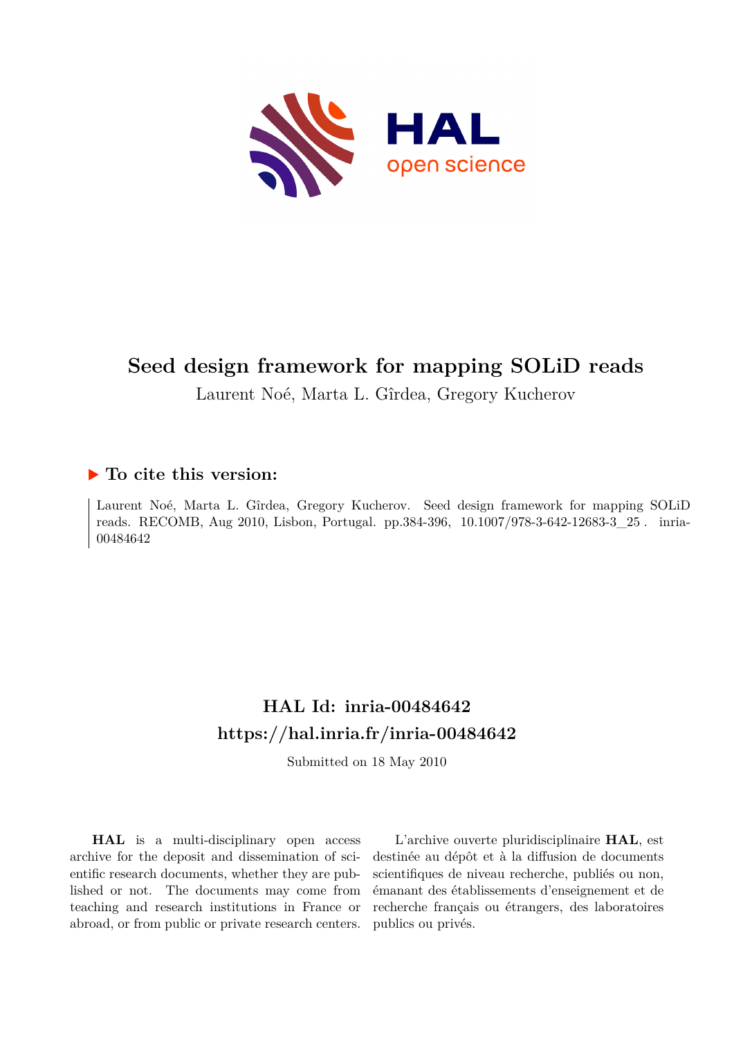# Seed design framework for mapping SOLiD reads

Laurent Noé, Marta L. Gîrdea, Gregory Kucherov

## ▶ To cite this version:

Laurent Noé, Marta L. Gîrdea, Gregory Kucherov. Seed design framework for mapping SOLiD reads. RECOMB, Aug 2010, Lisbon, Portugal. pp.384-396, 10.1007/978-3-642-12683-3_25. inria-00484642

## HAL Id: inria-00484642
## https://hal.inria.fr/inria-00484642

Submitted on 18 May 2010

**HAL** is a multi-disciplinary open access archive for the deposit and dissemination of scientific research documents, whether they are published or not. The documents may come from teaching and research institutions in France or abroad, or from public or private research centers.

L'archive ouverte pluridisciplinaire **HAL**, est destinée au dépôt et à la diffusion de documents scientifiques de niveau recherche, publiés ou non, émanant des établissements d'enseignement et de recherche français ou étrangers, des laboratoires publics ou privés.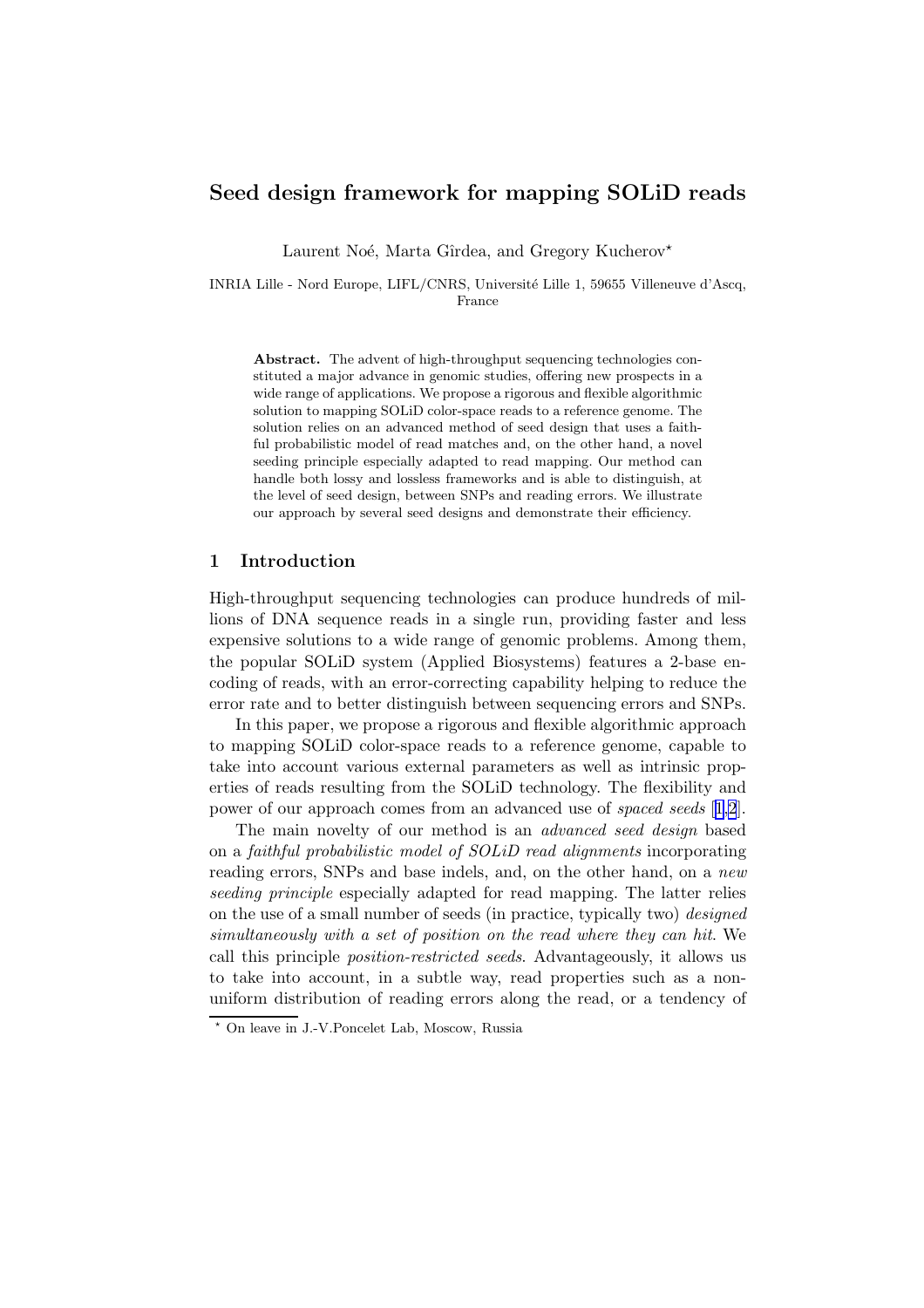# Seed design framework for mapping SOLiD reads

Laurent Noé, Marta Gîrdea, and Gregory Kucherov*

INRIA Lille - Nord Europe, LIFL/CNRS, Université Lille 1, 59655 Villeneuve d'Ascq, France

**Abstract.** The advent of high-throughput sequencing technologies constituted a major advance in genomic studies, offering new prospects in a wide range of applications. We propose a rigorous and flexible algorithmic solution to mapping SOLiD color-space reads to a reference genome. The solution relies on an advanced method of seed design that uses a faithful probabilistic model of read matches and, on the other hand, a novel seeding principle especially adapted to read mapping. Our method can handle both lossy and lossless frameworks and is able to distinguish, at the level of seed design, between SNPs and reading errors. We illustrate our approach by several seed designs and demonstrate their efficiency.

## 1 Introduction

High-throughput sequencing technologies can produce hundreds of millions of DNA sequence reads in a single run, providing faster and less expensive solutions to a wide range of genomic problems. Among them, the popular SOLiD system (Applied Biosystems) features a 2-base encoding of reads, with an error-correcting capability helping to reduce the error rate and to better distinguish between sequencing errors and SNPs.

In this paper, we propose a rigorous and flexible algorithmic approach to mapping SOLiD color-space reads to a reference genome, capable to take into account various external parameters as well as intrinsic properties of reads resulting from the SOLiD technology. The flexibility and power of our approach comes from an advanced use of *spaced seeds* [1,2].

The main novelty of our method is an *advanced seed design* based on a *faithful probabilistic model of SOLiD read alignments* incorporating reading errors, SNPs and base indels, and, on the other hand, on a *new seeding principle* especially adapted for read mapping. The latter relies on the use of a small number of seeds (in practice, typically two) *designed simultaneously with a set of position on the read where they can hit*. We call this principle *position-restricted seeds*. Advantageously, it allows us to take into account, in a subtle way, read properties such as a non-uniform distribution of reading errors along the read, or a tendency of

* On leave in J.-V.Poncelet Lab, Moscow, Russia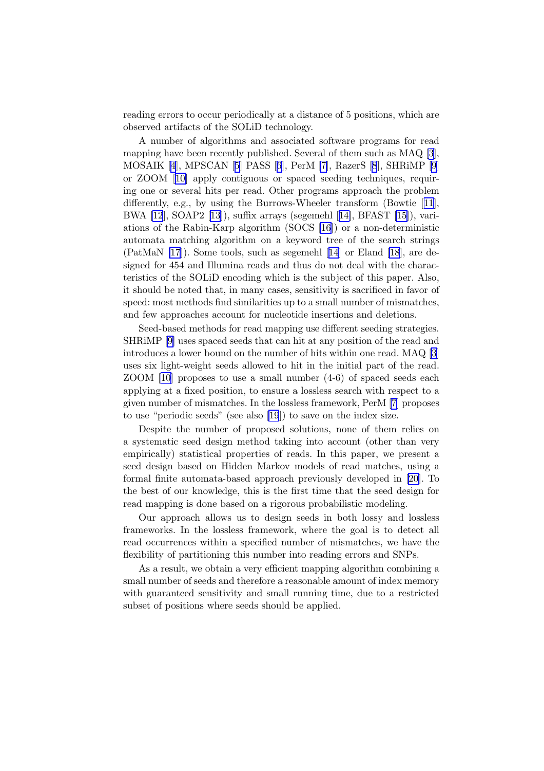reading errors to occur periodically at a distance of 5 positions, which are observed artifacts of the SOLiD technology.

A number of algorithms and associated software programs for read mapping have been recently published. Several of them such as MAQ [3], MOSAIK [4], MPSCAN [5] PASS [6], PerM [7], RazerS [8], SHRiMP [9] or ZOOM [10] apply contiguous or spaced seeding techniques, requiring one or several hits per read. Other programs approach the problem differently, e.g., by using the Burrows-Wheeler transform (Bowtie [11], BWA [12], SOAP2 [13]), suffix arrays (segemehl [14], BFAST [15]), variations of the Rabin-Karp algorithm (SOCS [16]) or a non-deterministic automata matching algorithm on a keyword tree of the search strings (PatMaN [17]). Some tools, such as segemehl [14] or Eland [18], are designed for 454 and Illumina reads and thus do not deal with the characteristics of the SOLiD encoding which is the subject of this paper. Also, it should be noted that, in many cases, sensitivity is sacrificed in favor of speed: most methods find similarities up to a small number of mismatches, and few approaches account for nucleotide insertions and deletions.

Seed-based methods for read mapping use different seeding strategies. SHRiMP [9] uses spaced seeds that can hit at any position of the read and introduces a lower bound on the number of hits within one read. MAQ [3] uses six light-weight seeds allowed to hit in the initial part of the read. ZOOM [10] proposes to use a small number (4-6) of spaced seeds each applying at a fixed position, to ensure a lossless search with respect to a given number of mismatches. In the lossless framework, PerM [7] proposes to use "periodic seeds" (see also [19]) to save on the index size.

Despite the number of proposed solutions, none of them relies on a systematic seed design method taking into account (other than very empirically) statistical properties of reads. In this paper, we present a seed design based on Hidden Markov models of read matches, using a formal finite automata-based approach previously developed in [20]. To the best of our knowledge, this is the first time that the seed design for read mapping is done based on a rigorous probabilistic modeling.

Our approach allows us to design seeds in both lossy and lossless frameworks. In the lossless framework, where the goal is to detect all read occurrences within a specified number of mismatches, we have the flexibility of partitioning this number into reading errors and SNPs.

As a result, we obtain a very efficient mapping algorithm combining a small number of seeds and therefore a reasonable amount of index memory with guaranteed sensitivity and small running time, due to a restricted subset of positions where seeds should be applied.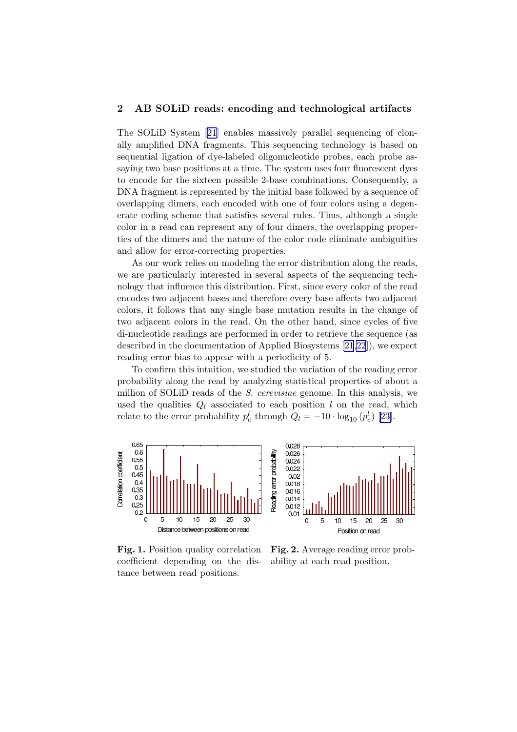## 2 AB SOLiD reads: encoding and technological artifacts

The SOLiD System [21] enables massively parallel sequencing of clonally amplified DNA fragments. This sequencing technology is based on sequential ligation of dye-labeled oligonucleotide probes, each probe assaying two base positions at a time. The system uses four fluorescent dyes to encode for the sixteen possible 2-base combinations. Consequently, a DNA fragment is represented by the initial base followed by a sequence of overlapping dimers, each encoded with one of four colors using a degenerate coding scheme that satisfies several rules. Thus, although a single color in a read can represent any of four dimers, the overlapping properties of the dimers and the nature of the color code eliminate ambiguities and allow for error-correcting properties.

As our work relies on modeling the error distribution along the reads, we are particularly interested in several aspects of the sequencing technology that influence this distribution. First, since every color of the read encodes two adjacent bases and therefore every base affects two adjacent colors, it follows that any single base mutation results in the change of two adjacent colors in the read. On the other hand, since cycles of five di-nucleotide readings are performed in order to retrieve the sequence (as described in the documentation of Applied Biosystems [21,22]), we expect reading error bias to appear with a periodicity of 5.

To confirm this intuition, we studied the variation of the reading error probability along the read by analyzing statistical properties of about a million of SOLiD reads of the *S. cerevisiae* genome. In this analysis, we used the qualities $Q_l$ associated to each position $l$ on the read, which relate to the error probability $p_e^l$ through $Q_l = -10 \cdot \log_{10}(p_e^l)$ [23].

**Fig. 1.** Position quality correlation coefficient depending on the distance between read positions.

**Fig. 2.** Average reading error probability at each read position.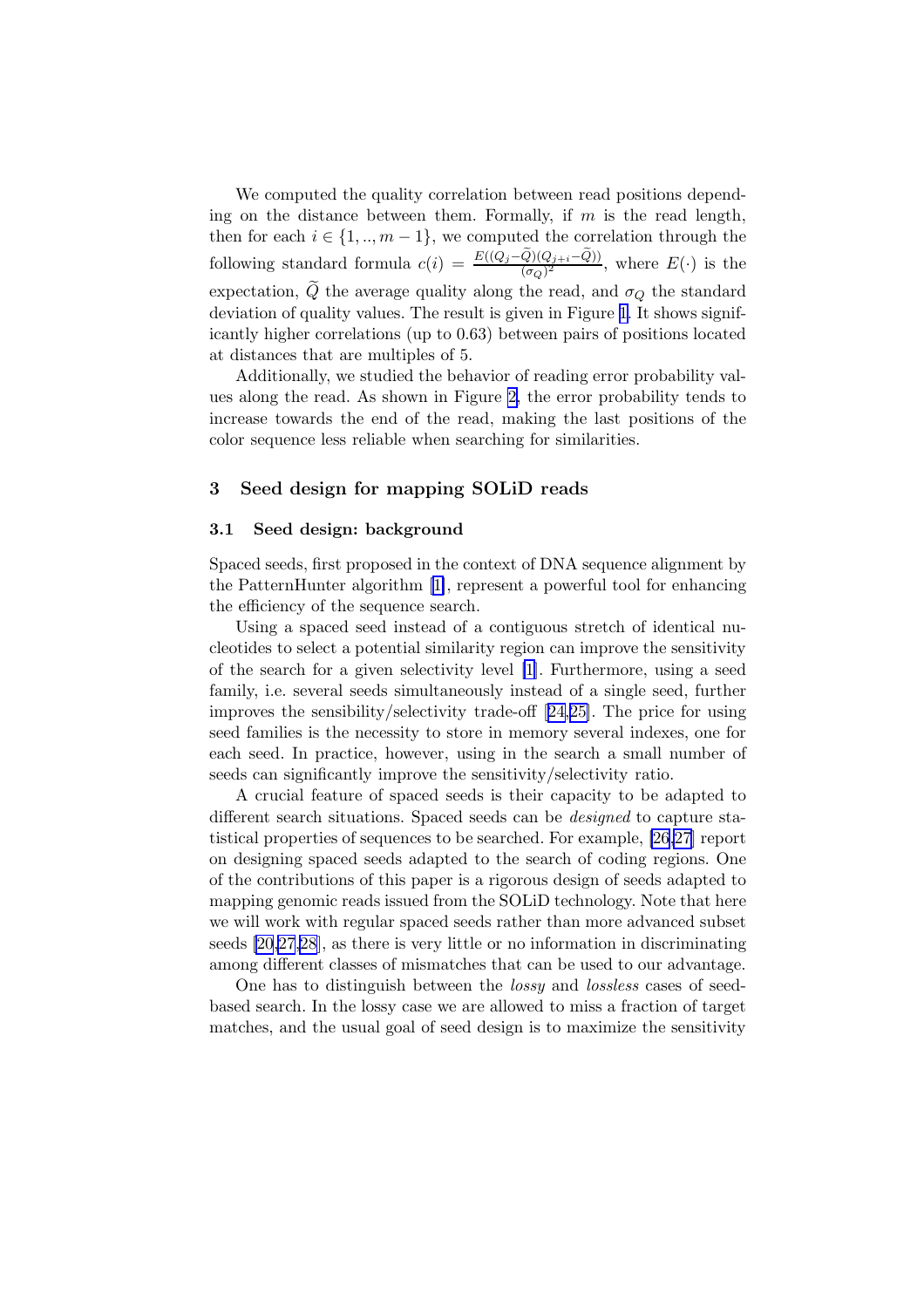We computed the quality correlation between read positions depending on the distance between them. Formally, if $m$ is the read length, then for each $i \in \{1, .., m-1\}$, we computed the correlation through the following standard formula $c(i) = \frac{E((Q_j - \widetilde{Q})(Q_{j+i} - \widetilde{Q}))}{(\sigma_Q)^2}$, where $E(\cdot)$ is the expectation, $\widetilde{Q}$ the average quality along the read, and $\sigma_Q$ the standard deviation of quality values. The result is given in Figure 1. It shows significantly higher correlations (up to 0.63) between pairs of positions located at distances that are multiples of 5.

Additionally, we studied the behavior of reading error probability values along the read. As shown in Figure 2, the error probability tends to increase towards the end of the read, making the last positions of the color sequence less reliable when searching for similarities.

## 3 Seed design for mapping SOLiD reads

### 3.1 Seed design: background

Spaced seeds, first proposed in the context of DNA sequence alignment by the PatternHunter algorithm [1], represent a powerful tool for enhancing the efficiency of the sequence search.

Using a spaced seed instead of a contiguous stretch of identical nucleotides to select a potential similarity region can improve the sensitivity of the search for a given selectivity level [1]. Furthermore, using a seed family, i.e. several seeds simultaneously instead of a single seed, further improves the sensibility/selectivity trade-off [24,25]. The price for using seed families is the necessity to store in memory several indexes, one for each seed. In practice, however, using in the search a small number of seeds can significantly improve the sensitivity/selectivity ratio.

A crucial feature of spaced seeds is their capacity to be adapted to different search situations. Spaced seeds can be *designed* to capture statistical properties of sequences to be searched. For example, [26,27] report on designing spaced seeds adapted to the search of coding regions. One of the contributions of this paper is a rigorous design of seeds adapted to mapping genomic reads issued from the SOLiD technology. Note that here we will work with regular spaced seeds rather than more advanced subset seeds [20,27,28], as there is very little or no information in discriminating among different classes of mismatches that can be used to our advantage.

One has to distinguish between the *lossy* and *lossless* cases of seed-based search. In the lossy case we are allowed to miss a fraction of target matches, and the usual goal of seed design is to maximize the sensitivity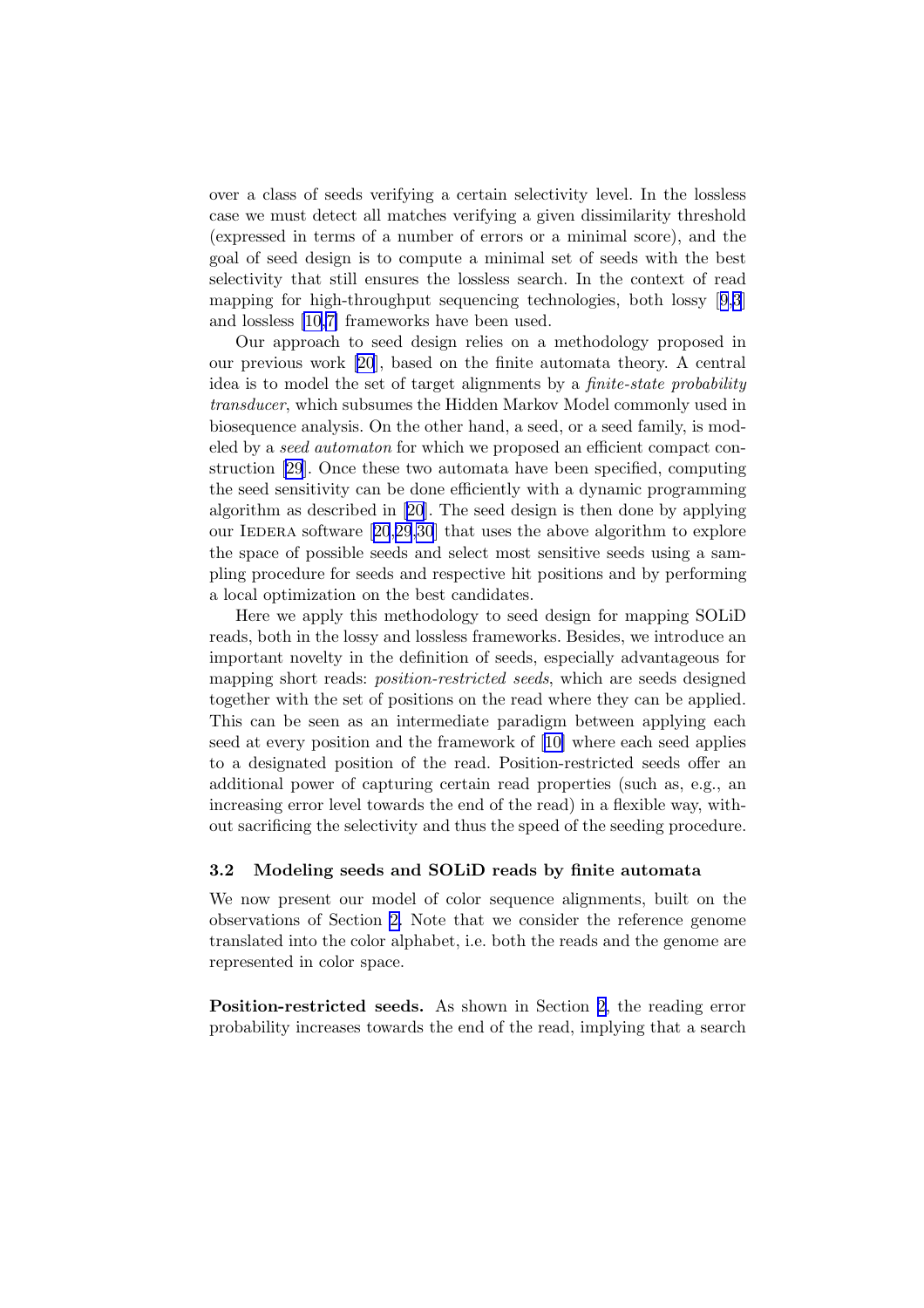over a class of seeds verifying a certain selectivity level. In the lossless case we must detect all matches verifying a given dissimilarity threshold (expressed in terms of a number of errors or a minimal score), and the goal of seed design is to compute a minimal set of seeds with the best selectivity that still ensures the lossless search. In the context of read mapping for high-throughput sequencing technologies, both lossy [9,3] and lossless [10,7] frameworks have been used.

Our approach to seed design relies on a methodology proposed in our previous work [20], based on the finite automata theory. A central idea is to model the set of target alignments by a *finite-state probability transducer*, which subsumes the Hidden Markov Model commonly used in biosequence analysis. On the other hand, a seed, or a seed family, is modeled by a *seed automaton* for which we proposed an efficient compact construction [29]. Once these two automata have been specified, computing the seed sensitivity can be done efficiently with a dynamic programming algorithm as described in [20]. The seed design is then done by applying our Iedera software [20,29,30] that uses the above algorithm to explore the space of possible seeds and select most sensitive seeds using a sampling procedure for seeds and respective hit positions and by performing a local optimization on the best candidates.

Here we apply this methodology to seed design for mapping SOLiD reads, both in the lossy and lossless frameworks. Besides, we introduce an important novelty in the definition of seeds, especially advantageous for mapping short reads: *position-restricted seeds*, which are seeds designed together with the set of positions on the read where they can be applied. This can be seen as an intermediate paradigm between applying each seed at every position and the framework of [10] where each seed applies to a designated position of the read. Position-restricted seeds offer an additional power of capturing certain read properties (such as, e.g., an increasing error level towards the end of the read) in a flexible way, without sacrificing the selectivity and thus the speed of the seeding procedure.

### 3.2 Modeling seeds and SOLiD reads by finite automata

We now present our model of color sequence alignments, built on the observations of Section 2. Note that we consider the reference genome translated into the color alphabet, i.e. both the reads and the genome are represented in color space.

**Position-restricted seeds.** As shown in Section 2, the reading error probability increases towards the end of the read, implying that a search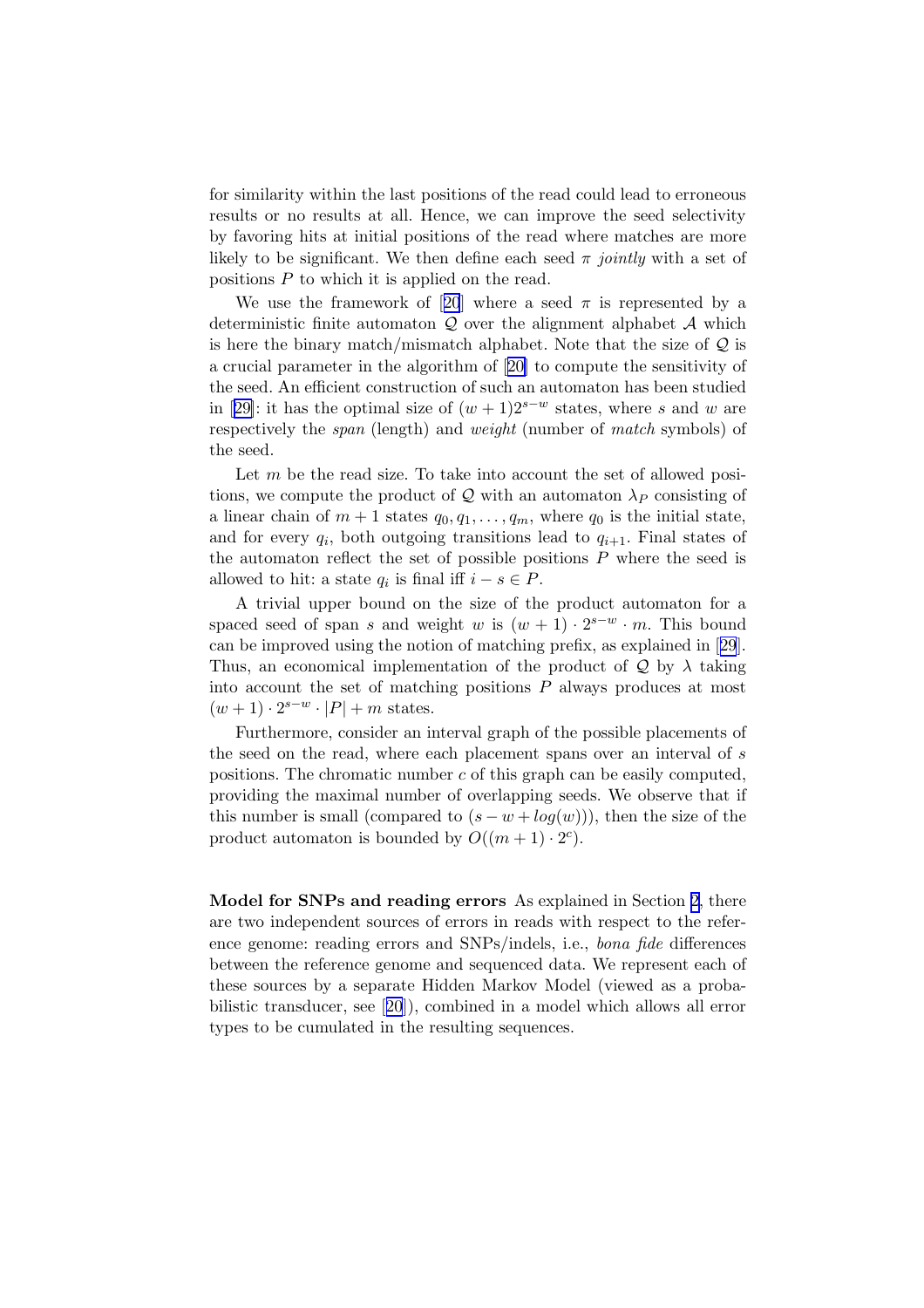for similarity within the last positions of the read could lead to erroneous results or no results at all. Hence, we can improve the seed selectivity by favoring hits at initial positions of the read where matches are more likely to be significant. We then define each seed $\pi$ *jointly* with a set of positions $P$ to which it is applied on the read.

We use the framework of [20] where a seed $\pi$ is represented by a deterministic finite automaton $\mathcal{Q}$ over the alignment alphabet $\mathcal{A}$ which is here the binary match/mismatch alphabet. Note that the size of $\mathcal{Q}$ is a crucial parameter in the algorithm of [20] to compute the sensitivity of the seed. An efficient construction of such an automaton has been studied in [29]: it has the optimal size of $(w+1)2^{s-w}$ states, where $s$ and $w$ are respectively the *span* (length) and *weight* (number of *match* symbols) of the seed.

Let $m$ be the read size. To take into account the set of allowed positions, we compute the product of $\mathcal{Q}$ with an automaton $\lambda_P$ consisting of a linear chain of $m+1$ states $q_0, q_1, \ldots, q_m$, where $q_0$ is the initial state, and for every $q_i$, both outgoing transitions lead to $q_{i+1}$. Final states of the automaton reflect the set of possible positions $P$ where the seed is allowed to hit: a state $q_i$ is final iff $i - s \in P$.

A trivial upper bound on the size of the product automaton for a spaced seed of span $s$ and weight $w$ is $(w+1) \cdot 2^{s-w} \cdot m$. This bound can be improved using the notion of matching prefix, as explained in [29]. Thus, an economical implementation of the product of $\mathcal{Q}$ by $\lambda$ taking into account the set of matching positions $P$ always produces at most $(w+1) \cdot 2^{s-w} \cdot |P| + m$ states.

Furthermore, consider an interval graph of the possible placements of the seed on the read, where each placement spans over an interval of $s$ positions. The chromatic number $c$ of this graph can be easily computed, providing the maximal number of overlapping seeds. We observe that if this number is small (compared to $(s - w + log(w))$), then the size of the product automaton is bounded by $O((m+1) \cdot 2^c)$.

**Model for SNPs and reading errors** As explained in Section 2, there are two independent sources of errors in reads with respect to the reference genome: reading errors and SNPs/indels, i.e., *bona fide* differences between the reference genome and sequenced data. We represent each of these sources by a separate Hidden Markov Model (viewed as a probabilistic transducer, see [20]), combined in a model which allows all error types to be cumulated in the resulting sequences.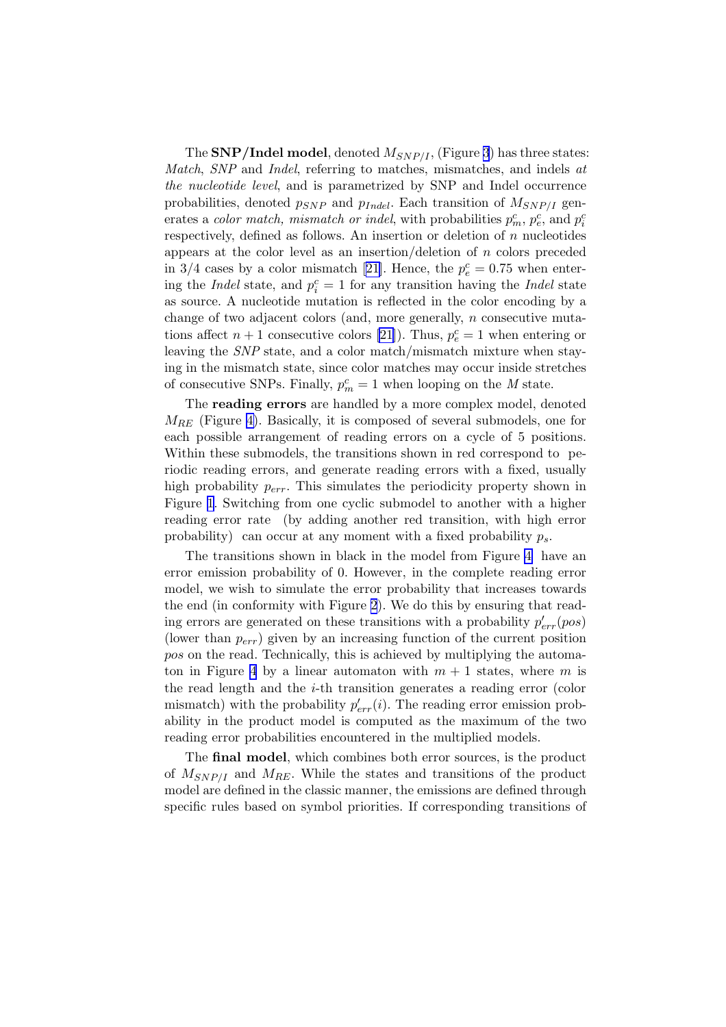The **SNP/Indel model**, denoted $M_{SNP/I}$, (Figure 3) has three states: *Match*, *SNP* and *Indel*, referring to matches, mismatches, and indels *at the nucleotide level*, and is parametrized by SNP and Indel occurrence probabilities, denoted $p_{SNP}$ and $p_{Indel}$. Each transition of $M_{SNP/I}$ generates a *color match, mismatch or indel*, with probabilities $p^c_m$, $p^c_e$, and $p^c_i$ respectively, defined as follows. An insertion or deletion of $n$ nucleotides appears at the color level as an insertion/deletion of $n$ colors preceded in 3/4 cases by a color mismatch [21]. Hence, the $p^c_e = 0.75$ when entering the *Indel* state, and $p^c_i = 1$ for any transition having the *Indel* state as source. A nucleotide mutation is reflected in the color encoding by a change of two adjacent colors (and, more generally, $n$ consecutive mutations affect $n+1$ consecutive colors [21]). Thus, $p^c_e = 1$ when entering or leaving the *SNP* state, and a color match/mismatch mixture when staying in the mismatch state, since color matches may occur inside stretches of consecutive SNPs. Finally, $p^c_m = 1$ when looping on the $M$ state.

The **reading errors** are handled by a more complex model, denoted $M_{RE}$ (Figure 4). Basically, it is composed of several submodels, one for each possible arrangement of reading errors on a cycle of 5 positions. Within these submodels, the transitions shown in red correspond to periodic reading errors, and generate reading errors with a fixed, usually high probability $p_{err}$. This simulates the periodicity property shown in Figure 1. Switching from one cyclic submodel to another with a higher reading error rate (by adding another red transition, with high error probability) can occur at any moment with a fixed probability $p_s$.

The transitions shown in black in the model from Figure 4 have an error emission probability of 0. However, in the complete reading error model, we wish to simulate the error probability that increases towards the end (in conformity with Figure 2). We do this by ensuring that reading errors are generated on these transitions with a probability $p'_{err}(pos)$ (lower than $p_{err}$) given by an increasing function of the current position $pos$ on the read. Technically, this is achieved by multiplying the automaton in Figure 4 by a linear automaton with $m+1$ states, where $m$ is the read length and the $i$-th transition generates a reading error (color mismatch) with the probability $p'_{err}(i)$. The reading error emission probability in the product model is computed as the maximum of the two reading error probabilities encountered in the multiplied models.

The **final model**, which combines both error sources, is the product of $M_{SNP/I}$ and $M_{RE}$. While the states and transitions of the product model are defined in the classic manner, the emissions are defined through specific rules based on symbol priorities. If corresponding transitions of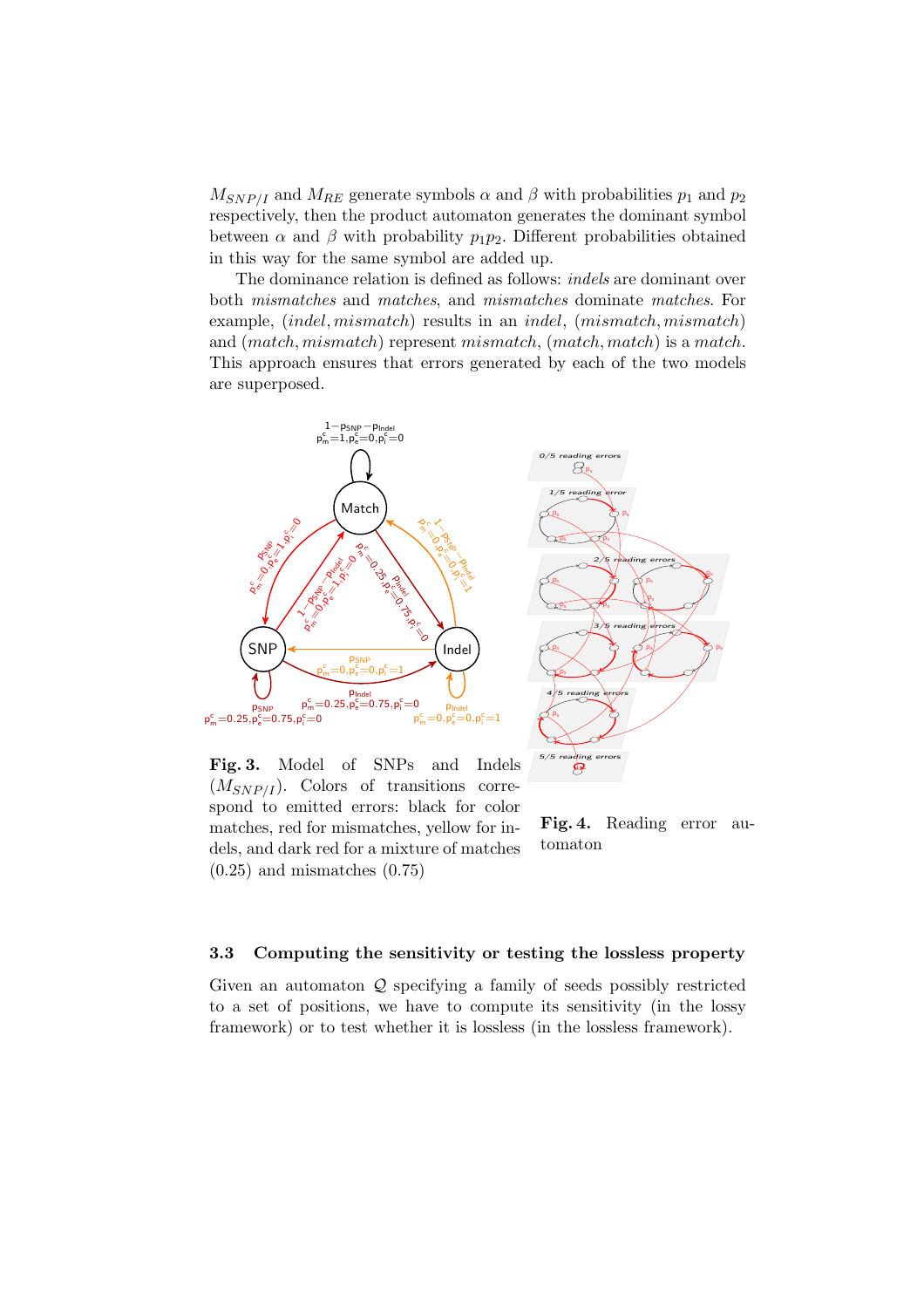$M_{SNP/I}$ and $M_{RE}$ generate symbols $\alpha$ and $\beta$ with probabilities $p_1$ and $p_2$ respectively, then the product automaton generates the dominant symbol between $\alpha$ and $\beta$ with probability $p_1 p_2$. Different probabilities obtained in this way for the same symbol are added up.

The dominance relation is defined as follows: *indels* are dominant over both *mismatches* and *matches*, and *mismatches* dominate *matches*. For example, $(indel, mismatch)$ results in an *indel*, $(mismatch, mismatch)$ and $(match, mismatch)$ represent *mismatch*, $(match, match)$ is a *match*. This approach ensures that errors generated by each of the two models are superposed.

**Fig. 3.** Model of SNPs and Indels ($M_{SNP/I}$). Colors of transitions correspond to emitted errors: black for color matches, red for mismatches, yellow for indels, and dark red for a mixture of matches (0.25) and mismatches (0.75)

**Fig. 4.** Reading error automaton

### 3.3 Computing the sensitivity or testing the lossless property

Given an automaton $\mathcal{Q}$ specifying a family of seeds possibly restricted to a set of positions, we have to compute its sensitivity (in the lossy framework) or to test whether it is lossless (in the lossless framework).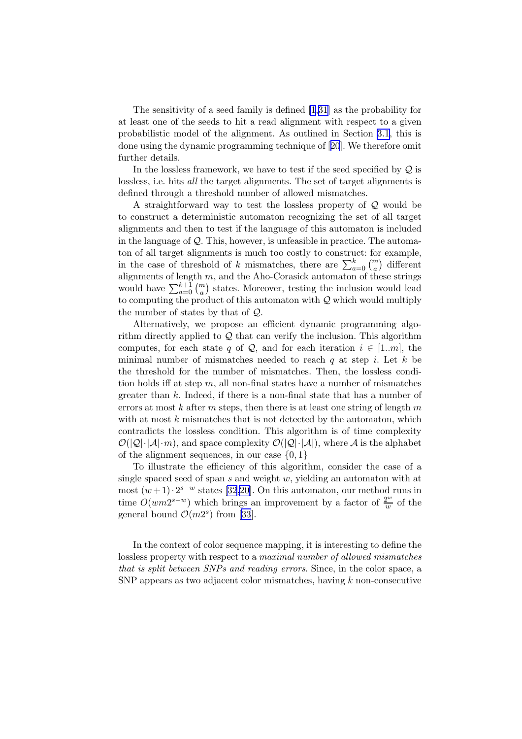The sensitivity of a seed family is defined [1,31] as the probability for at least one of the seeds to hit a read alignment with respect to a given probabilistic model of the alignment. As outlined in Section 3.1, this is done using the dynamic programming technique of [20]. We therefore omit further details.

In the lossless framework, we have to test if the seed specified by $\mathcal{Q}$ is lossless, i.e. hits *all* the target alignments. The set of target alignments is defined through a threshold number of allowed mismatches.

A straightforward way to test the lossless property of $\mathcal{Q}$ would be to construct a deterministic automaton recognizing the set of all target alignments and then to test if the language of this automaton is included in the language of $\mathcal{Q}$. This, however, is unfeasible in practice. The automaton of all target alignments is much too costly to construct: for example, in the case of threshold of $k$ mismatches, there are $\sum_{a=0}^{k} \binom{m}{a}$ different alignments of length $m$, and the Aho-Corasick automaton of these strings would have $\sum_{a=0}^{k+1} \binom{m}{a}$ states. Moreover, testing the inclusion would lead to computing the product of this automaton with $\mathcal{Q}$ which would multiply the number of states by that of $\mathcal{Q}$.

Alternatively, we propose an efficient dynamic programming algorithm directly applied to $\mathcal{Q}$ that can verify the inclusion. This algorithm computes, for each state $q$ of $\mathcal{Q}$, and for each iteration $i \in [1..m]$, the minimal number of mismatches needed to reach $q$ at step $i$. Let $k$ be the threshold for the number of mismatches. Then, the lossless condition holds iff at step $m$, all non-final states have a number of mismatches greater than $k$. Indeed, if there is a non-final state that has a number of errors at most $k$ after $m$ steps, then there is at least one string of length $m$ with at most $k$ mismatches that is not detected by the automaton, which contradicts the lossless condition. This algorithm is of time complexity $\mathcal{O}(|\mathcal{Q}| \cdot |\mathcal{A}| \cdot m)$, and space complexity $\mathcal{O}(|\mathcal{Q}| \cdot |\mathcal{A}|)$, where $\mathcal{A}$ is the alphabet of the alignment sequences, in our case $\{0, 1\}$

To illustrate the efficiency of this algorithm, consider the case of a single spaced seed of span $s$ and weight $w$, yielding an automaton with at most $(w+1) \cdot 2^{s-w}$ states [32,20]. On this automaton, our method runs in time $O(wm2^{s-w})$ which brings an improvement by a factor of $\frac{2^w}{w}$ of the general bound $\mathcal{O}(m2^s)$ from [33].

In the context of color sequence mapping, it is interesting to define the lossless property with respect to a *maximal number of allowed mismatches that is split between SNPs and reading errors*. Since, in the color space, a SNP appears as two adjacent color mismatches, having $k$ non-consecutive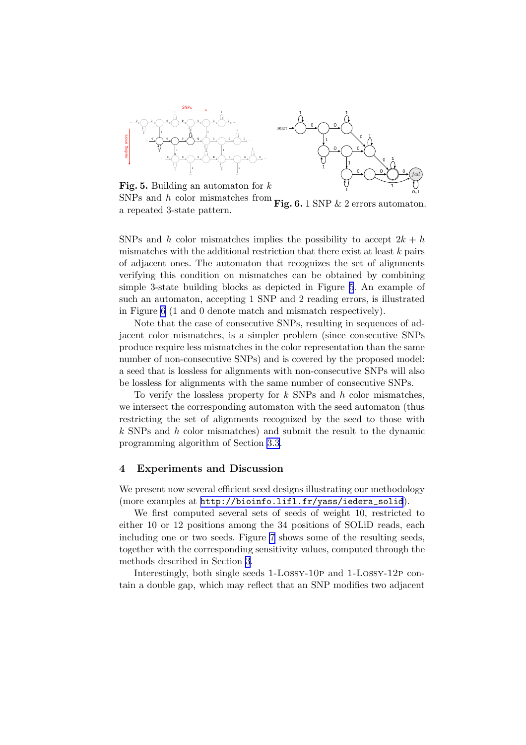**Fig. 5.** Building an automaton for $k$ SNPs and $h$ color mismatches from a repeated 3-state pattern.

**Fig. 6.** 1 SNP & 2 errors automaton.

SNPs and $h$ color mismatches implies the possibility to accept $2k + h$ mismatches with the additional restriction that there exist at least $k$ pairs of adjacent ones. The automaton that recognizes the set of alignments verifying this condition on mismatches can be obtained by combining simple 3-state building blocks as depicted in Figure 5. An example of such an automaton, accepting 1 SNP and 2 reading errors, is illustrated in Figure 6 (1 and 0 denote match and mismatch respectively).

Note that the case of consecutive SNPs, resulting in sequences of adjacent color mismatches, is a simpler problem (since consecutive SNPs produce require less mismatches in the color representation than the same number of non-consecutive SNPs) and is covered by the proposed model: a seed that is lossless for alignments with non-consecutive SNPs will also be lossless for alignments with the same number of consecutive SNPs.

To verify the lossless property for $k$ SNPs and $h$ color mismatches, we intersect the corresponding automaton with the seed automaton (thus restricting the set of alignments recognized by the seed to those with $k$ SNPs and $h$ color mismatches) and submit the result to the dynamic programming algorithm of Section 3.3.

## 4 Experiments and Discussion

We present now several efficient seed designs illustrating our methodology (more examples at http://bioinfo.lifl.fr/yass/iedera_solid).

We first computed several sets of seeds of weight 10, restricted to either 10 or 12 positions among the 34 positions of SOLiD reads, each including one or two seeds. Figure 7 shows some of the resulting seeds, together with the corresponding sensitivity values, computed through the methods described in Section 3.

Interestingly, both single seeds 1-Lossy-10p and 1-Lossy-12p contain a double gap, which may reflect that an SNP modifies two adjacent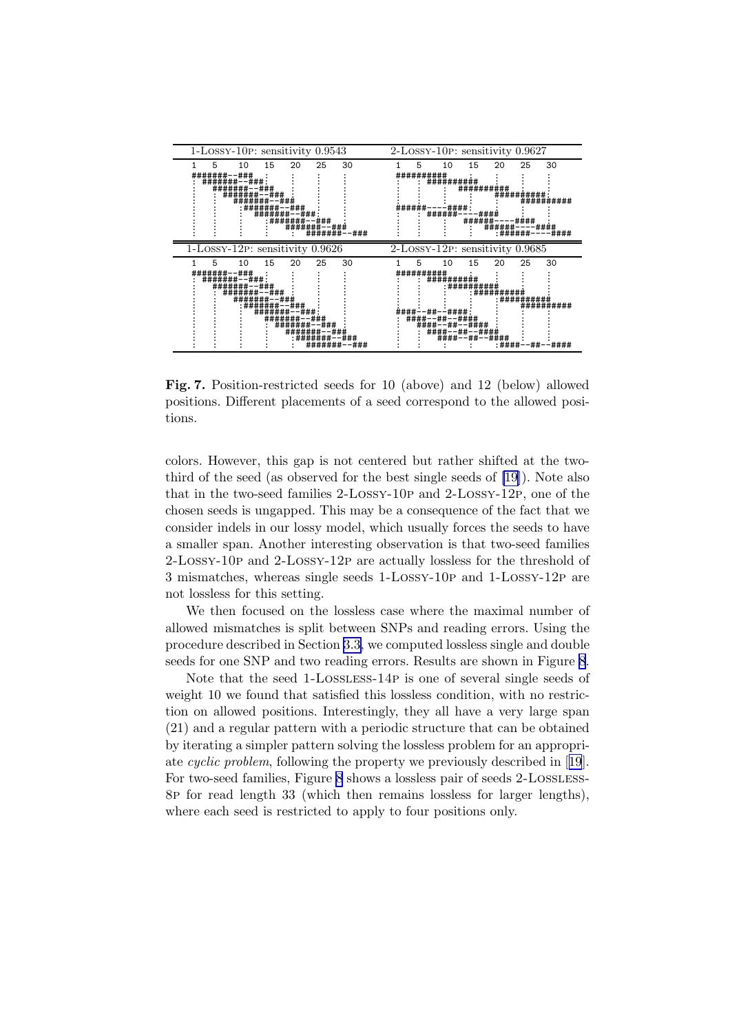| 1-Lossy-10p: sensitivity 0.9543 | 2-Lossy-10p: sensitivity 0.9627 |
| --- | --- |
| 1-Lossy-12p: sensitivity 0.9626 | 2-Lossy-12p: sensitivity 0.9685 |

**Fig. 7.** Position-restricted seeds for 10 (above) and 12 (below) allowed positions. Different placements of a seed correspond to the allowed positions.

colors. However, this gap is not centered but rather shifted at the two-third of the seed (as observed for the best single seeds of [19]). Note also that in the two-seed families 2-Lossy-10p and 2-Lossy-12p, one of the chosen seeds is ungapped. This may be a consequence of the fact that we consider indels in our lossy model, which usually forces the seeds to have a smaller span. Another interesting observation is that two-seed families 2-Lossy-10p and 2-Lossy-12p are actually lossless for the threshold of 3 mismatches, whereas single seeds 1-Lossy-10p and 1-Lossy-12p are not lossless for this setting.

We then focused on the lossless case where the maximal number of allowed mismatches is split between SNPs and reading errors. Using the procedure described in Section 3.3, we computed lossless single and double seeds for one SNP and two reading errors. Results are shown in Figure 8.

Note that the seed 1-Lossless-14p is one of several single seeds of weight 10 we found that satisfied this lossless condition, with no restriction on allowed positions. Interestingly, they all have a very large span (21) and a regular pattern with a periodic structure that can be obtained by iterating a simpler pattern solving the lossless problem for an appropriate *cyclic problem*, following the property we previously described in [19]. For two-seed families, Figure 8 shows a lossless pair of seeds 2-Lossless-8p for read length 33 (which then remains lossless for larger lengths), where each seed is restricted to apply to four positions only.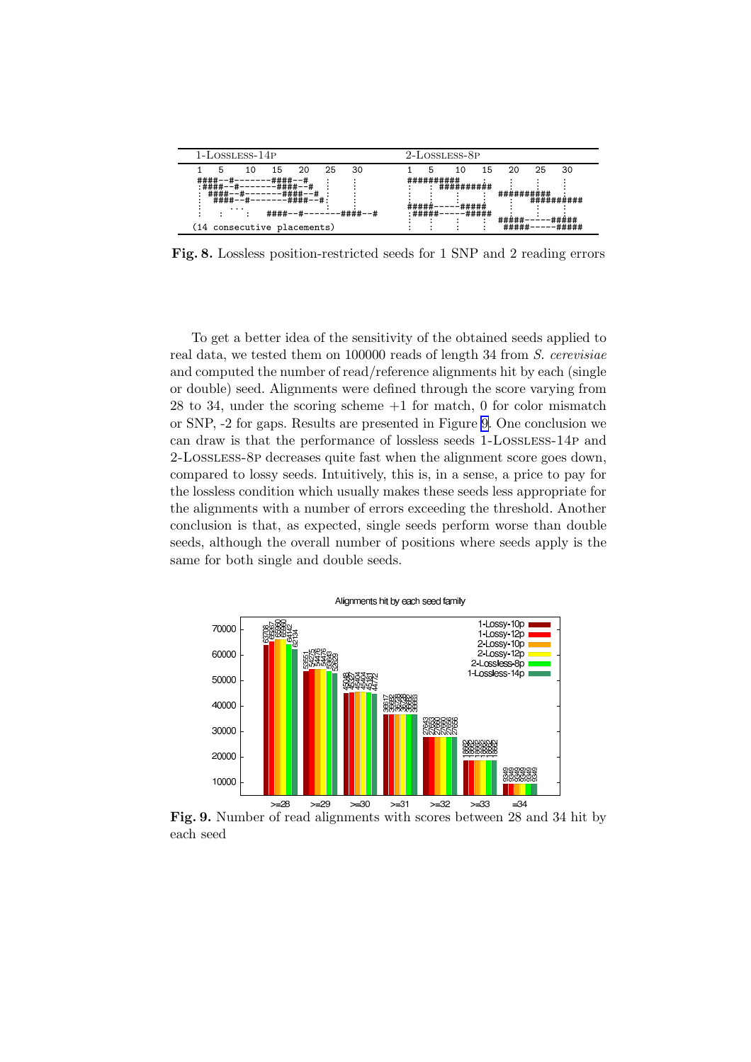| 1-Lossless-14p | 2-Lossless-8p |
|---|---|
| (14 consecutive placements) | |

```
1-LOSSLESS-14P                              2-LOSSLESS-8P
 1   5    10   15   20   25   30             1   5    10   15   20   25   30
####--#-------####--#                        ##########
:####--#-------####--#                           : ##########
: ####--#-------####--#                                      ##########
:  ####--#-------####--#                                          ##########
:   ...                                      #####-----#####
:   :  :    ####--#-------####--#            :#####-----#####
(14 consecutive placements)                                  #####-----#####
                                                              #####-----#####
```

**Fig. 8.** Lossless position-restricted seeds for 1 SNP and 2 reading errors

To get a better idea of the sensitivity of the obtained seeds applied to real data, we tested them on 100000 reads of length 34 from *S. cerevisiae* and computed the number of read/reference alignments hit by each (single or double) seed. Alignments were defined through the score varying from 28 to 34, under the scoring scheme +1 for match, 0 for color mismatch or SNP, -2 for gaps. Results are presented in Figure 9. One conclusion we can draw is that the performance of lossless seeds 1-Lossless-14p and 2-Lossless-8p decreases quite fast when the alignment score goes down, compared to lossy seeds. Intuitively, this is, in a sense, a price to pay for the lossless condition which usually makes these seeds less appropriate for the alignments with a number of errors exceeding the threshold. Another conclusion is that, as expected, single seeds perform worse than double seeds, although the overall number of positions where seeds apply is the same for both single and double seeds.

Alignments hit by each seed family

| Score | 1-Lossy-10p | 1-Lossy-12p | 2-Lossy-10p | 2-Lossy-12p | 2-Lossless-8p | 1-Lossless-14p |
|---|---|---|---|---|---|---|
| >=28 | 63706 | 65057 | 65580 | 65590 | 64142 | 62134 |
| >=29 | 53551 | 54275 | 54476 | 54476 | 53663 | 52629 |
| >=30 | 45048 | 45327 | 45404 | 45404 | 45181 | 44772 |
| >=31 | 36617 | 36682 | 36728 | 36728 | 36682 | 36663 |
| >=32 | 27643 | 27653 | 27660 | 27660 | 27656 | 27656 |
| >=33 | 18682 | 18682 | 18682 | 18682 | 18682 | 18682 |
| =34 | 9349 | 9349 | 9349 | 9349 | 9349 | 9349 |

**Fig. 9.** Number of read alignments with scores between 28 and 34 hit by each seed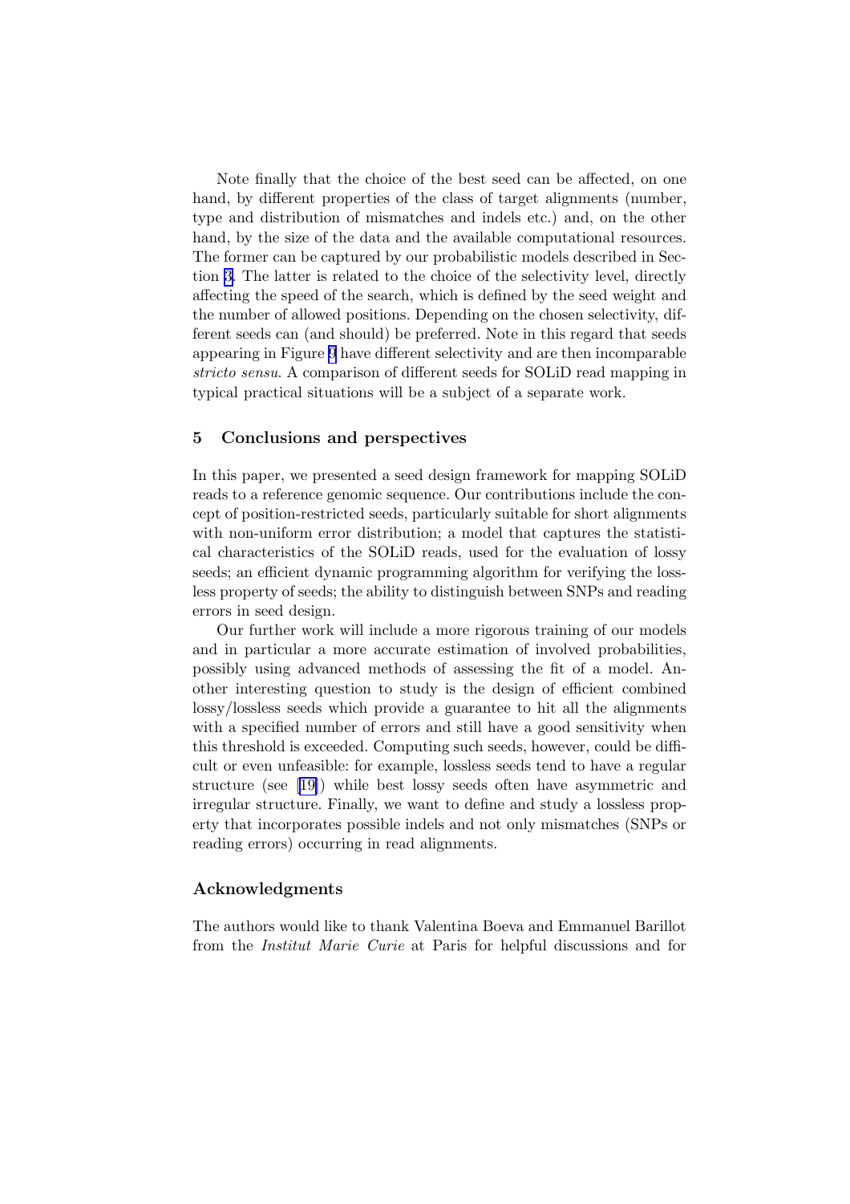Note finally that the choice of the best seed can be affected, on one hand, by different properties of the class of target alignments (number, type and distribution of mismatches and indels etc.) and, on the other hand, by the size of the data and the available computational resources. The former can be captured by our probabilistic models described in Section 3. The latter is related to the choice of the selectivity level, directly affecting the speed of the search, which is defined by the seed weight and the number of allowed positions. Depending on the chosen selectivity, different seeds can (and should) be preferred. Note in this regard that seeds appearing in Figure 9 have different selectivity and are then incomparable *stricto sensu*. A comparison of different seeds for SOLiD read mapping in typical practical situations will be a subject of a separate work.

## 5 Conclusions and perspectives

In this paper, we presented a seed design framework for mapping SOLiD reads to a reference genomic sequence. Our contributions include the concept of position-restricted seeds, particularly suitable for short alignments with non-uniform error distribution; a model that captures the statistical characteristics of the SOLiD reads, used for the evaluation of lossy seeds; an efficient dynamic programming algorithm for verifying the lossless property of seeds; the ability to distinguish between SNPs and reading errors in seed design.

Our further work will include a more rigorous training of our models and in particular a more accurate estimation of involved probabilities, possibly using advanced methods of assessing the fit of a model. Another interesting question to study is the design of efficient combined lossy/lossless seeds which provide a guarantee to hit all the alignments with a specified number of errors and still have a good sensitivity when this threshold is exceeded. Computing such seeds, however, could be difficult or even unfeasible: for example, lossless seeds tend to have a regular structure (see [19]) while best lossy seeds often have asymmetric and irregular structure. Finally, we want to define and study a lossless property that incorporates possible indels and not only mismatches (SNPs or reading errors) occurring in read alignments.

### Acknowledgments

The authors would like to thank Valentina Boeva and Emmanuel Barillot from the *Institut Marie Curie* at Paris for helpful discussions and for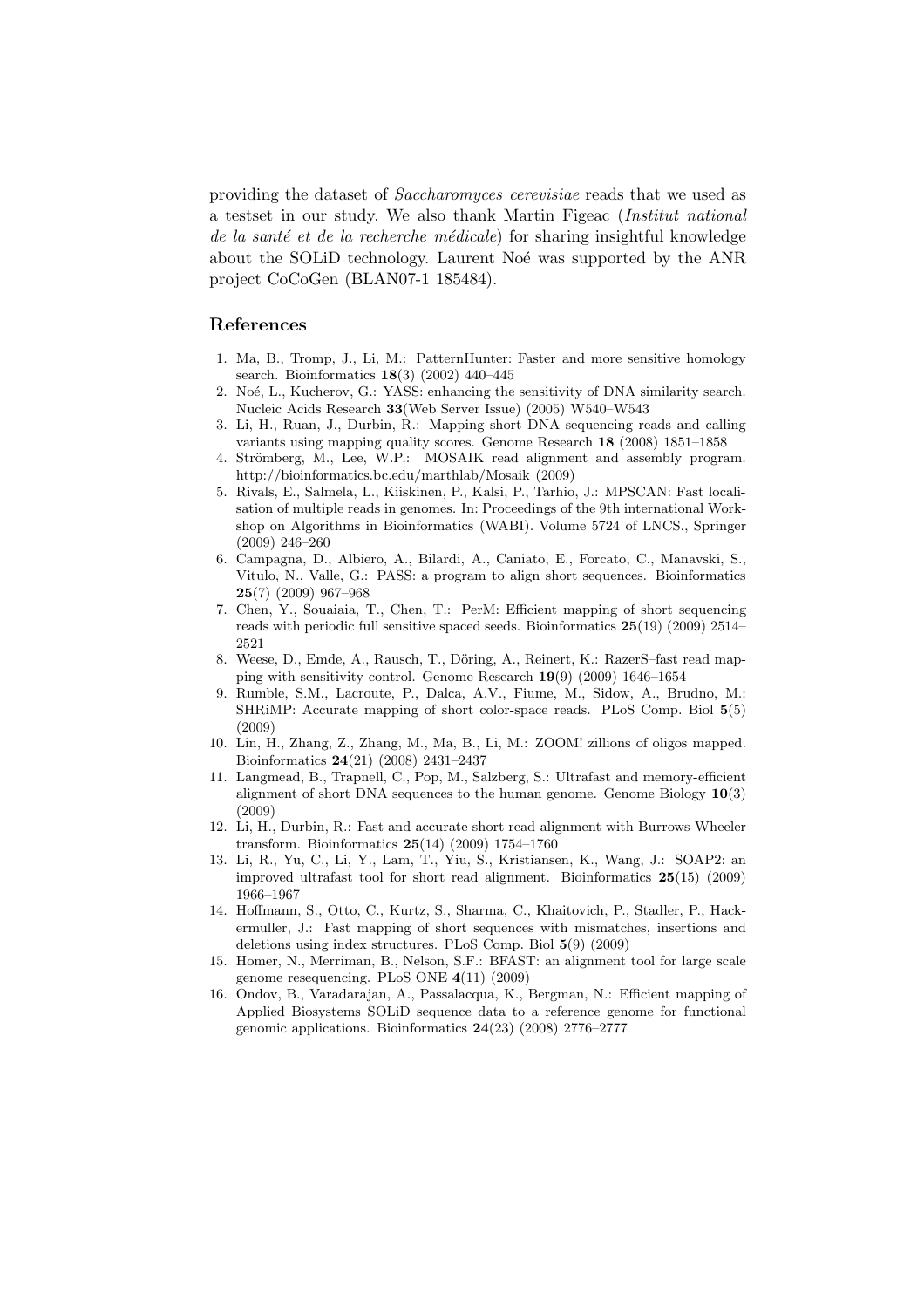providing the dataset of *Saccharomyces cerevisiae* reads that we used as a testset in our study. We also thank Martin Figeac (*Institut national de la santé et de la recherche médicale*) for sharing insightful knowledge about the SOLiD technology. Laurent Noé was supported by the ANR project CoCoGen (BLAN07-1 185484).

## References

1. Ma, B., Tromp, J., Li, M.: PatternHunter: Faster and more sensitive homology search. Bioinformatics **18**(3) (2002) 440–445
2. Noé, L., Kucherov, G.: YASS: enhancing the sensitivity of DNA similarity search. Nucleic Acids Research **33**(Web Server Issue) (2005) W540–W543
3. Li, H., Ruan, J., Durbin, R.: Mapping short DNA sequencing reads and calling variants using mapping quality scores. Genome Research **18** (2008) 1851–1858
4. Strömberg, M., Lee, W.P.: MOSAIK read alignment and assembly program. http://bioinformatics.bc.edu/marthlab/Mosaik (2009)
5. Rivals, E., Salmela, L., Kiiskinen, P., Kalsi, P., Tarhio, J.: MPSCAN: Fast localisation of multiple reads in genomes. In: Proceedings of the 9th international Workshop on Algorithms in Bioinformatics (WABI). Volume 5724 of LNCS., Springer (2009) 246–260
6. Campagna, D., Albiero, A., Bilardi, A., Caniato, E., Forcato, C., Manavski, S., Vitulo, N., Valle, G.: PASS: a program to align short sequences. Bioinformatics **25**(7) (2009) 967–968
7. Chen, Y., Souaiaia, T., Chen, T.: PerM: Efficient mapping of short sequencing reads with periodic full sensitive spaced seeds. Bioinformatics **25**(19) (2009) 2514–2521
8. Weese, D., Emde, A., Rausch, T., Döring, A., Reinert, K.: RazerS–fast read mapping with sensitivity control. Genome Research **19**(9) (2009) 1646–1654
9. Rumble, S.M., Lacroute, P., Dalca, A.V., Fiume, M., Sidow, A., Brudno, M.: SHRiMP: Accurate mapping of short color-space reads. PLoS Comp. Biol **5**(5) (2009)
10. Lin, H., Zhang, Z., Zhang, M., Ma, B., Li, M.: ZOOM! zillions of oligos mapped. Bioinformatics **24**(21) (2008) 2431–2437
11. Langmead, B., Trapnell, C., Pop, M., Salzberg, S.: Ultrafast and memory-efficient alignment of short DNA sequences to the human genome. Genome Biology **10**(3) (2009)
12. Li, H., Durbin, R.: Fast and accurate short read alignment with Burrows-Wheeler transform. Bioinformatics **25**(14) (2009) 1754–1760
13. Li, R., Yu, C., Li, Y., Lam, T., Yiu, S., Kristiansen, K., Wang, J.: SOAP2: an improved ultrafast tool for short read alignment. Bioinformatics **25**(15) (2009) 1966–1967
14. Hoffmann, S., Otto, C., Kurtz, S., Sharma, C., Khaitovich, P., Stadler, P., Hackermuller, J.: Fast mapping of short sequences with mismatches, insertions and deletions using index structures. PLoS Comp. Biol **5**(9) (2009)
15. Homer, N., Merriman, B., Nelson, S.F.: BFAST: an alignment tool for large scale genome resequencing. PLoS ONE **4**(11) (2009)
16. Ondov, B., Varadarajan, A., Passalacqua, K., Bergman, N.: Efficient mapping of Applied Biosystems SOLiD sequence data to a reference genome for functional genomic applications. Bioinformatics **24**(23) (2008) 2776–2777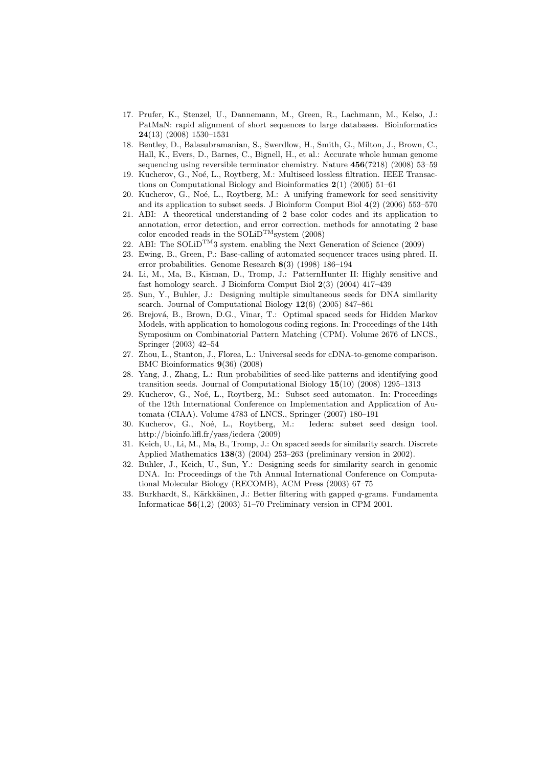17. Prufer, K., Stenzel, U., Dannemann, M., Green, R., Lachmann, M., Kelso, J.: PatMaN: rapid alignment of short sequences to large databases. Bioinformatics **24**(13) (2008) 1530–1531
18. Bentley, D., Balasubramanian, S., Swerdlow, H., Smith, G., Milton, J., Brown, C., Hall, K., Evers, D., Barnes, C., Bignell, H., et al.: Accurate whole human genome sequencing using reversible terminator chemistry. Nature **456**(7218) (2008) 53–59
19. Kucherov, G., Noé, L., Roytberg, M.: Multiseed lossless filtration. IEEE Transactions on Computational Biology and Bioinformatics **2**(1) (2005) 51–61
20. Kucherov, G., Noé, L., Roytberg, M.: A unifying framework for seed sensitivity and its application to subset seeds. J Bioinform Comput Biol **4**(2) (2006) 553–570
21. ABI: A theoretical understanding of 2 base color codes and its application to annotation, error detection, and error correction. methods for annotating 2 base color encoded reads in the SOLiD$^{\text{TM}}$system (2008)
22. ABI: The SOLiD$^{\text{TM}}$3 system. enabling the Next Generation of Science (2009)
23. Ewing, B., Green, P.: Base-calling of automated sequencer traces using phred. II. error probabilities. Genome Research **8**(3) (1998) 186–194
24. Li, M., Ma, B., Kisman, D., Tromp, J.: PatternHunter II: Highly sensitive and fast homology search. J Bioinform Comput Biol **2**(3) (2004) 417–439
25. Sun, Y., Buhler, J.: Designing multiple simultaneous seeds for DNA similarity search. Journal of Computational Biology **12**(6) (2005) 847–861
26. Brejová, B., Brown, D.G., Vinar, T.: Optimal spaced seeds for Hidden Markov Models, with application to homologous coding regions. In: Proceedings of the 14th Symposium on Combinatorial Pattern Matching (CPM). Volume 2676 of LNCS., Springer (2003) 42–54
27. Zhou, L., Stanton, J., Florea, L.: Universal seeds for cDNA-to-genome comparison. BMC Bioinformatics **9**(36) (2008)
28. Yang, J., Zhang, L.: Run probabilities of seed-like patterns and identifying good transition seeds. Journal of Computational Biology **15**(10) (2008) 1295–1313
29. Kucherov, G., Noé, L., Roytberg, M.: Subset seed automaton. In: Proceedings of the 12th International Conference on Implementation and Application of Automata (CIAA). Volume 4783 of LNCS., Springer (2007) 180–191
30. Kucherov, G., Noé, L., Roytberg, M.: Iedera: subset seed design tool. http://bioinfo.lifl.fr/yass/iedera (2009)
31. Keich, U., Li, M., Ma, B., Tromp, J.: On spaced seeds for similarity search. Discrete Applied Mathematics **138**(3) (2004) 253–263 (preliminary version in 2002).
32. Buhler, J., Keich, U., Sun, Y.: Designing seeds for similarity search in genomic DNA. In: Proceedings of the 7th Annual International Conference on Computational Molecular Biology (RECOMB), ACM Press (2003) 67–75
33. Burkhardt, S., Kärkkäinen, J.: Better filtering with gapped *q*-grams. Fundamenta Informaticae **56**(1,2) (2003) 51–70 Preliminary version in CPM 2001.